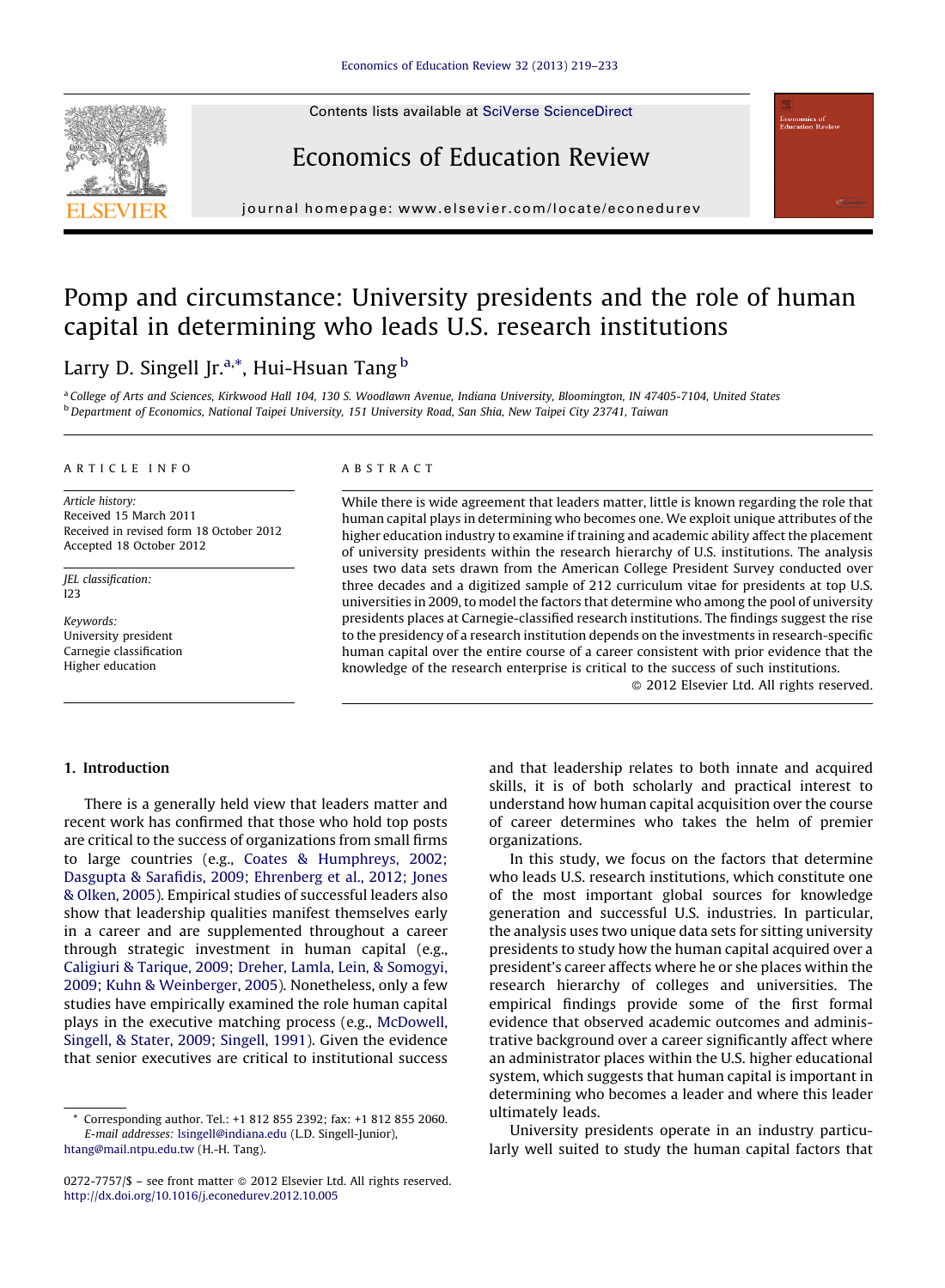Contents lists available at SciVerse ScienceDirect

# Economics of Education Review

journal homepage: www.elsevier.com/locate/econedurev

# Pomp and circumstance: University presidents and the role of human capital in determining who leads U.S. research institutions

Larry D. Singell Jr.[a,*], Hui-Hsuan Tang[b]

[a] College of Arts and Sciences, Kirkwood Hall 104, 130 S. Woodlawn Avenue, Indiana University, Bloomington, IN 47405-7104, United States
[b] Department of Economics, National Taipei University, 151 University Road, San Shia, New Taipei City 23741, Taiwan

ARTICLE INFO

*Article history:*
Received 15 March 2011
Received in revised form 18 October 2012
Accepted 18 October 2012

*JEL classification:*
I23

*Keywords:*
University president
Carnegie classification
Higher education

ABSTRACT

While there is wide agreement that leaders matter, little is known regarding the role that human capital plays in determining who becomes one. We exploit unique attributes of the higher education industry to examine if training and academic ability affect the placement of university presidents within the research hierarchy of U.S. institutions. The analysis uses two data sets drawn from the American College President Survey conducted over three decades and a digitized sample of 212 curriculum vitae for presidents at top U.S. universities in 2009, to model the factors that determine who among the pool of university presidents places at Carnegie-classified research institutions. The findings suggest the rise to the presidency of a research institution depends on the investments in research-specific human capital over the entire course of a career consistent with prior evidence that the knowledge of the research enterprise is critical to the success of such institutions.

© 2012 Elsevier Ltd. All rights reserved.

## 1. Introduction

There is a generally held view that leaders matter and recent work has confirmed that those who hold top posts are critical to the success of organizations from small firms to large countries (e.g., Coates & Humphreys, 2002; Dasgupta & Sarafidis, 2009; Ehrenberg et al., 2012; Jones & Olken, 2005). Empirical studies of successful leaders also show that leadership qualities manifest themselves early in a career and are supplemented throughout a career through strategic investment in human capital (e.g., Caligiuri & Tarique, 2009; Dreher, Lamla, Lein, & Somogyi, 2009; Kuhn & Weinberger, 2005). Nonetheless, only a few studies have empirically examined the role human capital plays in the executive matching process (e.g., McDowell, Singell, & Stater, 2009; Singell, 1991). Given the evidence that senior executives are critical to institutional success and that leadership relates to both innate and acquired skills, it is of both scholarly and practical interest to understand how human capital acquisition over the course of career determines who takes the helm of premier organizations.

In this study, we focus on the factors that determine who leads U.S. research institutions, which constitute one of the most important global sources for knowledge generation and successful U.S. industries. In particular, the analysis uses two unique data sets for sitting university presidents to study how the human capital acquired over a president's career affects where he or she places within the research hierarchy of colleges and universities. The empirical findings provide some of the first formal evidence that observed academic outcomes and administrative background over a career significantly affect where an administrator places within the U.S. higher educational system, which suggests that human capital is important in determining who becomes a leader and where this leader ultimately leads.

University presidents operate in an industry particularly well suited to study the human capital factors that

---

* Corresponding author. Tel.: +1 812 855 2392; fax: +1 812 855 2060.
*E-mail addresses:* lsingell@indiana.edu (L.D. Singell-Junior), htang@mail.ntpu.edu.tw (H.-H. Tang).

0272-7757/$ – see front matter © 2012 Elsevier Ltd. All rights reserved.
http://dx.doi.org/10.1016/j.econedurev.2012.10.005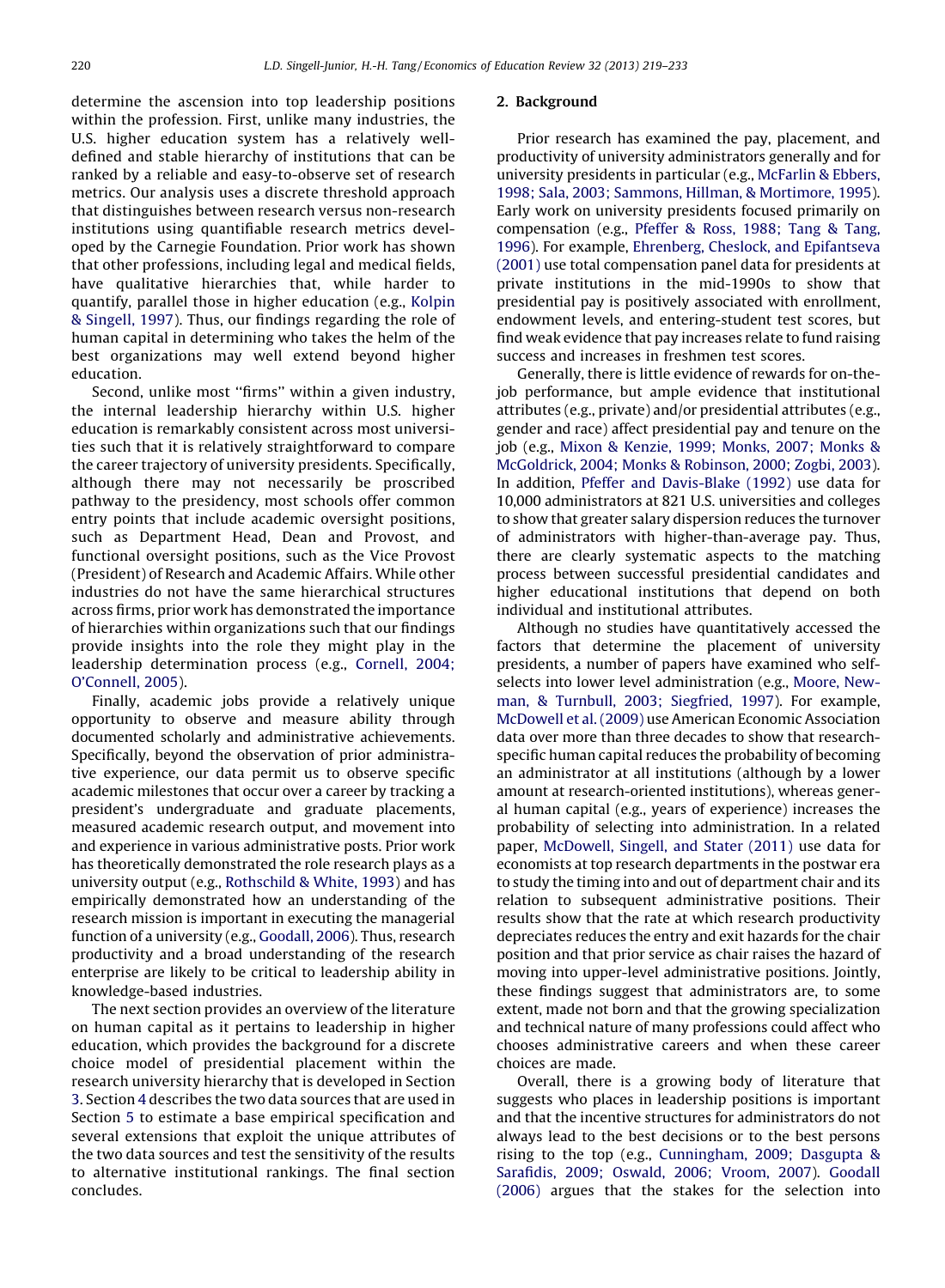determine the ascension into top leadership positions within the profession. First, unlike many industries, the U.S. higher education system has a relatively well-defined and stable hierarchy of institutions that can be ranked by a reliable and easy-to-observe set of research metrics. Our analysis uses a discrete threshold approach that distinguishes between research versus non-research institutions using quantifiable research metrics developed by the Carnegie Foundation. Prior work has shown that other professions, including legal and medical fields, have qualitative hierarchies that, while harder to quantify, parallel those in higher education (e.g., Kolpin & Singell, 1997). Thus, our findings regarding the role of human capital in determining who takes the helm of the best organizations may well extend beyond higher education.

Second, unlike most ''firms'' within a given industry, the internal leadership hierarchy within U.S. higher education is remarkably consistent across most universities such that it is relatively straightforward to compare the career trajectory of university presidents. Specifically, although there may not necessarily be proscribed pathway to the presidency, most schools offer common entry points that include academic oversight positions, such as Department Head, Dean and Provost, and functional oversight positions, such as the Vice Provost (President) of Research and Academic Affairs. While other industries do not have the same hierarchical structures across firms, prior work has demonstrated the importance of hierarchies within organizations such that our findings provide insights into the role they might play in the leadership determination process (e.g., Cornell, 2004; O'Connell, 2005).

Finally, academic jobs provide a relatively unique opportunity to observe and measure ability through documented scholarly and administrative achievements. Specifically, beyond the observation of prior administrative experience, our data permit us to observe specific academic milestones that occur over a career by tracking a president's undergraduate and graduate placements, measured academic research output, and movement into and experience in various administrative posts. Prior work has theoretically demonstrated the role research plays as a university output (e.g., Rothschild & White, 1993) and has empirically demonstrated how an understanding of the research mission is important in executing the managerial function of a university (e.g., Goodall, 2006). Thus, research productivity and a broad understanding of the research enterprise are likely to be critical to leadership ability in knowledge-based industries.

The next section provides an overview of the literature on human capital as it pertains to leadership in higher education, which provides the background for a discrete choice model of presidential placement within the research university hierarchy that is developed in Section 3. Section 4 describes the two data sources that are used in Section 5 to estimate a base empirical specification and several extensions that exploit the unique attributes of the two data sources and test the sensitivity of the results to alternative institutional rankings. The final section concludes.

## 2. Background

Prior research has examined the pay, placement, and productivity of university administrators generally and for university presidents in particular (e.g., McFarlin & Ebbers, 1998; Sala, 2003; Sammons, Hillman, & Mortimore, 1995). Early work on university presidents focused primarily on compensation (e.g., Pfeffer & Ross, 1988; Tang & Tang, 1996). For example, Ehrenberg, Cheslock, and Epifantseva (2001) use total compensation panel data for presidents at private institutions in the mid-1990s to show that presidential pay is positively associated with enrollment, endowment levels, and entering-student test scores, but find weak evidence that pay increases relate to fund raising success and increases in freshmen test scores.

Generally, there is little evidence of rewards for on-the-job performance, but ample evidence that institutional attributes (e.g., private) and/or presidential attributes (e.g., gender and race) affect presidential pay and tenure on the job (e.g., Mixon & Kenzie, 1999; Monks, 2007; Monks & McGoldrick, 2004; Monks & Robinson, 2000; Zogbi, 2003). In addition, Pfeffer and Davis-Blake (1992) use data for 10,000 administrators at 821 U.S. universities and colleges to show that greater salary dispersion reduces the turnover of administrators with higher-than-average pay. Thus, there are clearly systematic aspects to the matching process between successful presidential candidates and higher educational institutions that depend on both individual and institutional attributes.

Although no studies have quantitatively accessed the factors that determine the placement of university presidents, a number of papers have examined who self-selects into lower level administration (e.g., Moore, Newman, & Turnbull, 2003; Siegfried, 1997). For example, McDowell et al. (2009) use American Economic Association data over more than three decades to show that research-specific human capital reduces the probability of becoming an administrator at all institutions (although by a lower amount at research-oriented institutions), whereas general human capital (e.g., years of experience) increases the probability of selecting into administration. In a related paper, McDowell, Singell, and Stater (2011) use data for economists at top research departments in the postwar era to study the timing into and out of department chair and its relation to subsequent administrative positions. Their results show that the rate at which research productivity depreciates reduces the entry and exit hazards for the chair position and that prior service as chair raises the hazard of moving into upper-level administrative positions. Jointly, these findings suggest that administrators are, to some extent, made not born and that the growing specialization and technical nature of many professions could affect who chooses administrative careers and when these career choices are made.

Overall, there is a growing body of literature that suggests who places in leadership positions is important and that the incentive structures for administrators do not always lead to the best decisions or to the best persons rising to the top (e.g., Cunningham, 2009; Dasgupta & Sarafidis, 2009; Oswald, 2006; Vroom, 2007). Goodall (2006) argues that the stakes for the selection into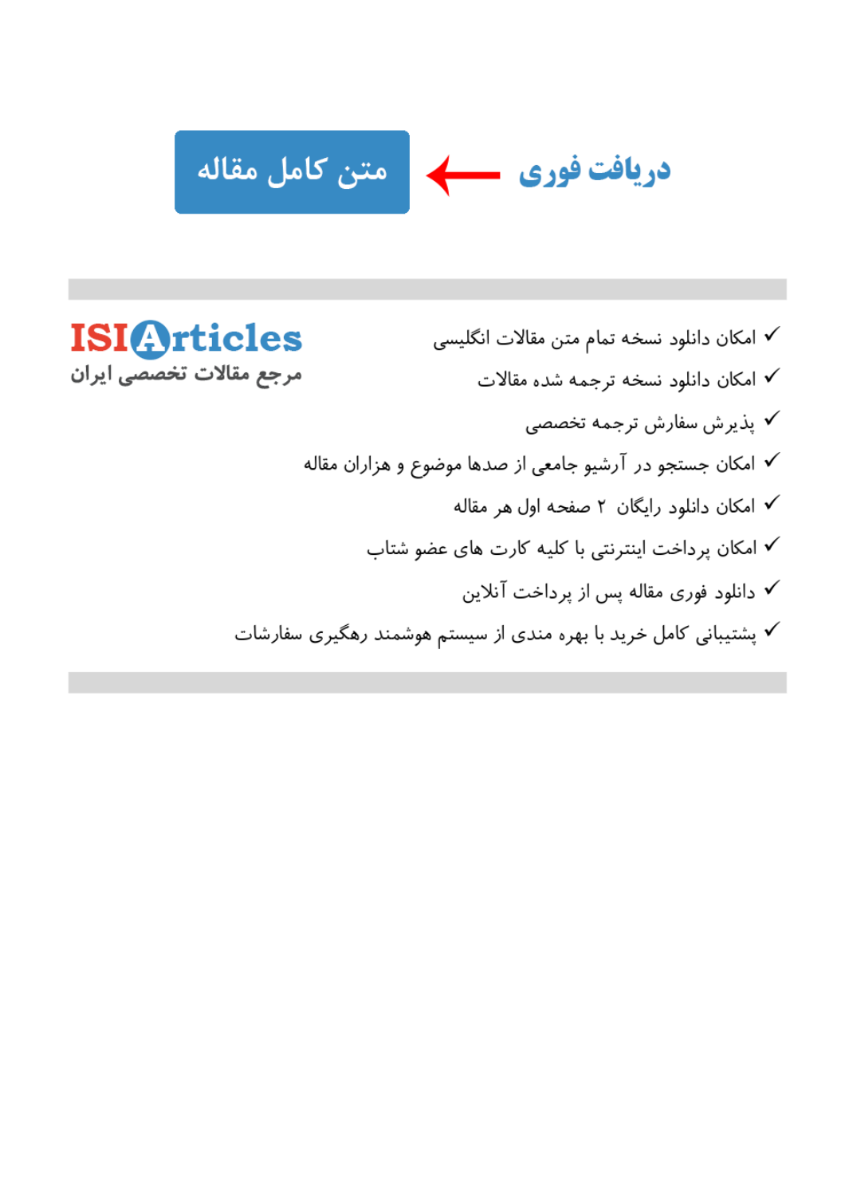دریافت فوری ← متن کامل مقاله

**ISIArticles**
مرجع مقالات تخصصی ایران

- ✓ امکان دانلود نسخه تمام متن مقالات انگلیسی
- ✓ امکان دانلود نسخه ترجمه شده مقالات
- ✓ پذیرش سفارش ترجمه تخصصی
- ✓ امکان جستجو در آرشیو جامعی از صدها موضوع و هزاران مقاله
- ✓ امکان دانلود رایگان ۲ صفحه اول هر مقاله
- ✓ امکان پرداخت اینترنتی با کلیه کارت های عضو شتاب
- ✓ دانلود فوری مقاله پس از پرداخت آنلاین
- ✓ پشتیبانی کامل خرید با بهره مندی از سیستم هوشمند رهگیری سفارشات